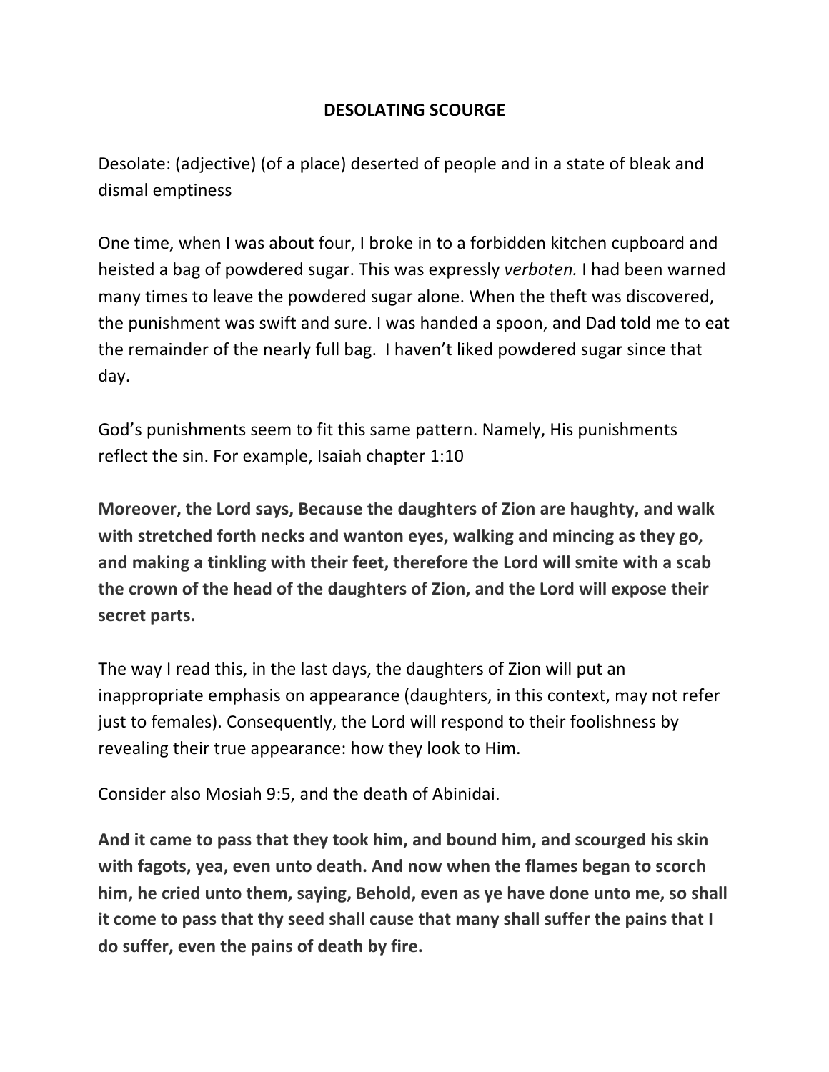# DESOLATING SCOURGE

Desolate: (adjective) (of a place) deserted of people and in a state of bleak and dismal emptiness

One time, when I was about four, I broke in to a forbidden kitchen cupboard and heisted a bag of powdered sugar. This was expressly *verboten.* I had been warned many times to leave the powdered sugar alone. When the theft was discovered, the punishment was swift and sure. I was handed a spoon, and Dad told me to eat the remainder of the nearly full bag. I haven't liked powdered sugar since that day.

God's punishments seem to fit this same pattern. Namely, His punishments reflect the sin. For example, Isaiah chapter 1:10

**Moreover, the Lord says, Because the daughters of Zion are haughty, and walk with stretched forth necks and wanton eyes, walking and mincing as they go, and making a tinkling with their feet, therefore the Lord will smite with a scab the crown of the head of the daughters of Zion, and the Lord will expose their secret parts.**

The way I read this, in the last days, the daughters of Zion will put an inappropriate emphasis on appearance (daughters, in this context, may not refer just to females). Consequently, the Lord will respond to their foolishness by revealing their true appearance: how they look to Him.

Consider also Mosiah 9:5, and the death of Abinidai.

**And it came to pass that they took him, and bound him, and scourged his skin with fagots, yea, even unto death. And now when the flames began to scorch him, he cried unto them, saying, Behold, even as ye have done unto me, so shall it come to pass that thy seed shall cause that many shall suffer the pains that I do suffer, even the pains of death by fire.**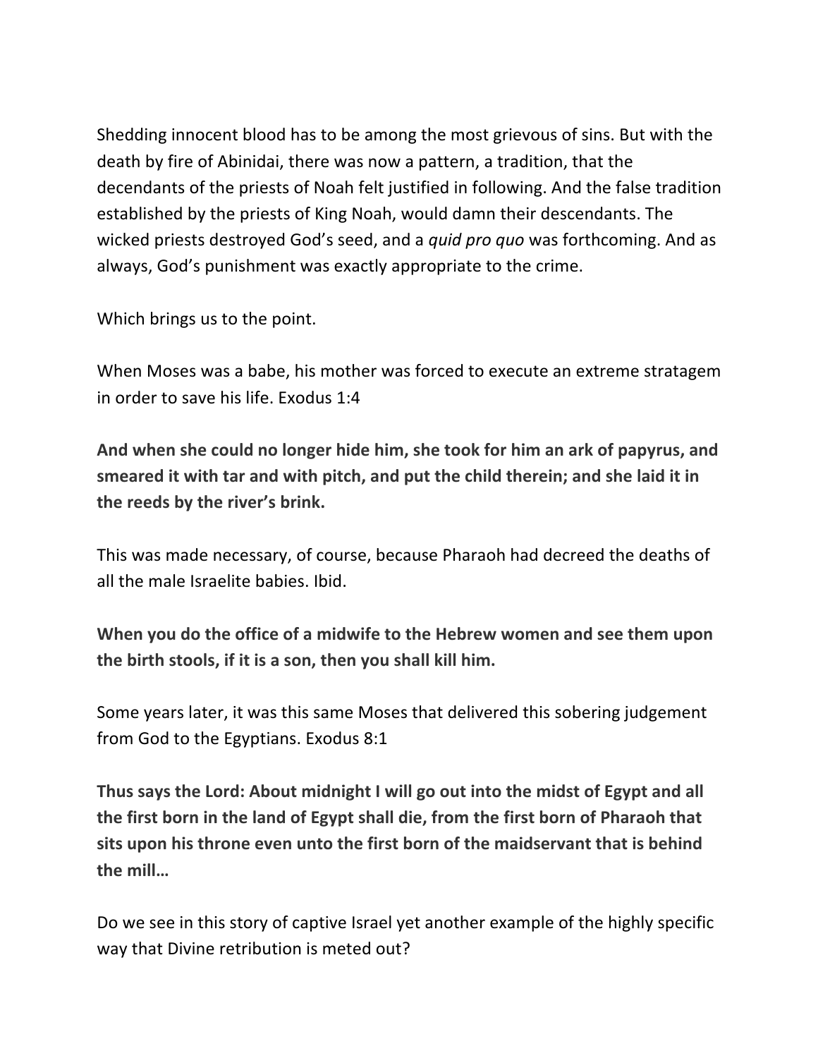Shedding innocent blood has to be among the most grievous of sins. But with the death by fire of Abinidai, there was now a pattern, a tradition, that the decendants of the priests of Noah felt justified in following. And the false tradition established by the priests of King Noah, would damn their descendants. The wicked priests destroyed God's seed, and a *quid pro quo* was forthcoming. And as always, God's punishment was exactly appropriate to the crime.

Which brings us to the point.

When Moses was a babe, his mother was forced to execute an extreme stratagem in order to save his life. Exodus 1:4

**And when she could no longer hide him, she took for him an ark of papyrus, and smeared it with tar and with pitch, and put the child therein; and she laid it in the reeds by the river's brink.**

This was made necessary, of course, because Pharaoh had decreed the deaths of all the male Israelite babies. Ibid.

**When you do the office of a midwife to the Hebrew women and see them upon the birth stools, if it is a son, then you shall kill him.**

Some years later, it was this same Moses that delivered this sobering judgement from God to the Egyptians. Exodus 8:1

**Thus says the Lord: About midnight I will go out into the midst of Egypt and all the first born in the land of Egypt shall die, from the first born of Pharaoh that sits upon his throne even unto the first born of the maidservant that is behind the mill…**

Do we see in this story of captive Israel yet another example of the highly specific way that Divine retribution is meted out?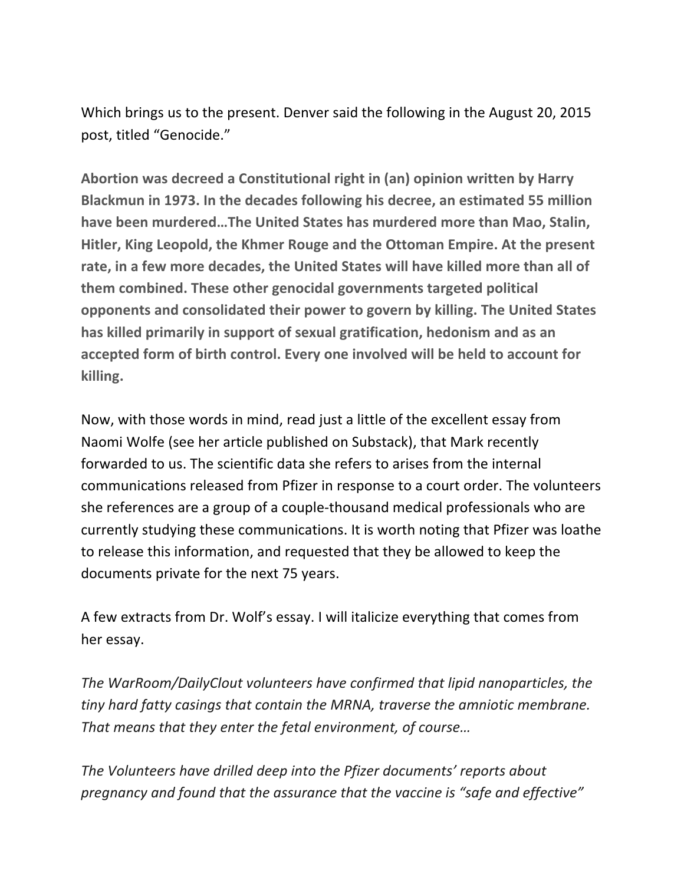Which brings us to the present. Denver said the following in the August 20, 2015 post, titled "Genocide."

**Abortion was decreed a Constitutional right in (an) opinion written by Harry Blackmun in 1973. In the decades following his decree, an estimated 55 million have been murdered…The United States has murdered more than Mao, Stalin, Hitler, King Leopold, the Khmer Rouge and the Ottoman Empire. At the present rate, in a few more decades, the United States will have killed more than all of them combined. These other genocidal governments targeted political opponents and consolidated their power to govern by killing. The United States has killed primarily in support of sexual gratification, hedonism and as an accepted form of birth control. Every one involved will be held to account for killing.**

Now, with those words in mind, read just a little of the excellent essay from Naomi Wolfe (see her article published on Substack), that Mark recently forwarded to us. The scientific data she refers to arises from the internal communications released from Pfizer in response to a court order. The volunteers she references are a group of a couple-thousand medical professionals who are currently studying these communications. It is worth noting that Pfizer was loathe to release this information, and requested that they be allowed to keep the documents private for the next 75 years.

A few extracts from Dr. Wolf's essay. I will italicize everything that comes from her essay.

*The WarRoom/DailyClout volunteers have confirmed that lipid nanoparticles, the tiny hard fatty casings that contain the MRNA, traverse the amniotic membrane. That means that they enter the fetal environment, of course…*

*The Volunteers have drilled deep into the Pfizer documents' reports about pregnancy and found that the assurance that the vaccine is "safe and effective"*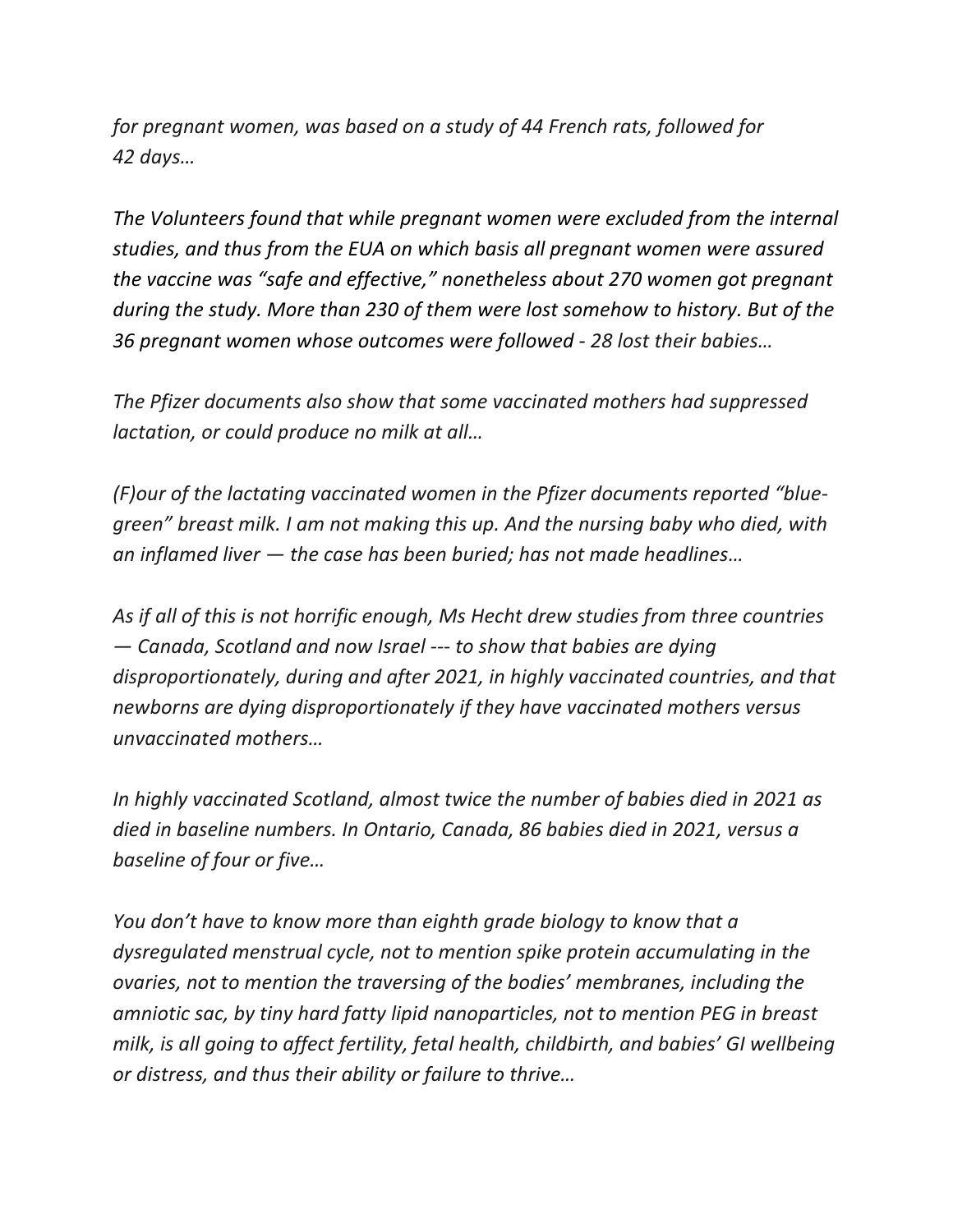*for pregnant women, was based on a study of 44 French rats, followed for 42 days…*

*The Volunteers found that while pregnant women were excluded from the internal studies, and thus from the EUA on which basis all pregnant women were assured the vaccine was "safe and effective," nonetheless about 270 women got pregnant during the study. More than 230 of them were lost somehow to history. But of the 36 pregnant women whose outcomes were followed - 28 lost their babies…*

*The Pfizer documents also show that some vaccinated mothers had suppressed lactation, or could produce no milk at all…*

*(F)our of the lactating vaccinated women in the Pfizer documents reported "blue-green" breast milk. I am not making this up. And the nursing baby who died, with an inflamed liver — the case has been buried; has not made headlines…*

*As if all of this is not horrific enough, Ms Hecht drew studies from three countries — Canada, Scotland and now Israel --- to show that babies are dying disproportionately, during and after 2021, in highly vaccinated countries, and that newborns are dying disproportionately if they have vaccinated mothers versus unvaccinated mothers…*

*In highly vaccinated Scotland, almost twice the number of babies died in 2021 as died in baseline numbers. In Ontario, Canada, 86 babies died in 2021, versus a baseline of four or five…*

*You don't have to know more than eighth grade biology to know that a dysregulated menstrual cycle, not to mention spike protein accumulating in the ovaries, not to mention the traversing of the bodies' membranes, including the amniotic sac, by tiny hard fatty lipid nanoparticles, not to mention PEG in breast milk, is all going to affect fertility, fetal health, childbirth, and babies' GI wellbeing or distress, and thus their ability or failure to thrive…*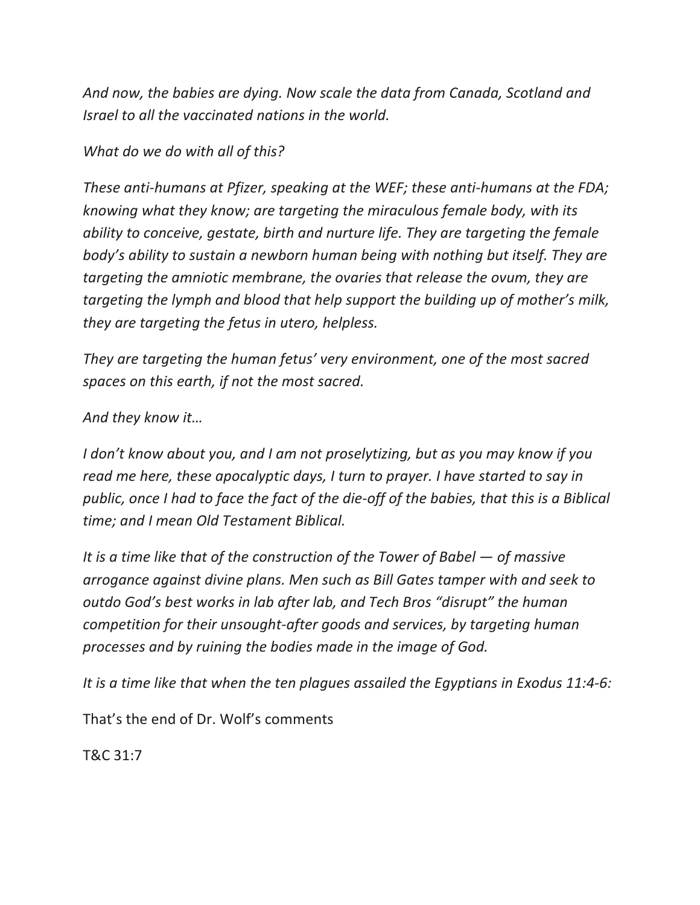*And now, the babies are dying. Now scale the data from Canada, Scotland and Israel to all the vaccinated nations in the world.*

*What do we do with all of this?*

*These anti-humans at Pfizer, speaking at the WEF; these anti-humans at the FDA; knowing what they know; are targeting the miraculous female body, with its ability to conceive, gestate, birth and nurture life. They are targeting the female body's ability to sustain a newborn human being with nothing but itself. They are targeting the amniotic membrane, the ovaries that release the ovum, they are targeting the lymph and blood that help support the building up of mother's milk, they are targeting the fetus in utero, helpless.*

*They are targeting the human fetus' very environment, one of the most sacred spaces on this earth, if not the most sacred.*

*And they know it…*

*I don't know about you, and I am not proselytizing, but as you may know if you read me here, these apocalyptic days, I turn to prayer. I have started to say in public, once I had to face the fact of the die-off of the babies, that this is a Biblical time; and I mean Old Testament Biblical.*

*It is a time like that of the construction of the Tower of Babel — of massive arrogance against divine plans. Men such as Bill Gates tamper with and seek to outdo God's best works in lab after lab, and Tech Bros "disrupt" the human competition for their unsought-after goods and services, by targeting human processes and by ruining the bodies made in the image of God.*

*It is a time like that when the ten plagues assailed the Egyptians in Exodus 11:4-6:*

That's the end of Dr. Wolf's comments

T&C 31:7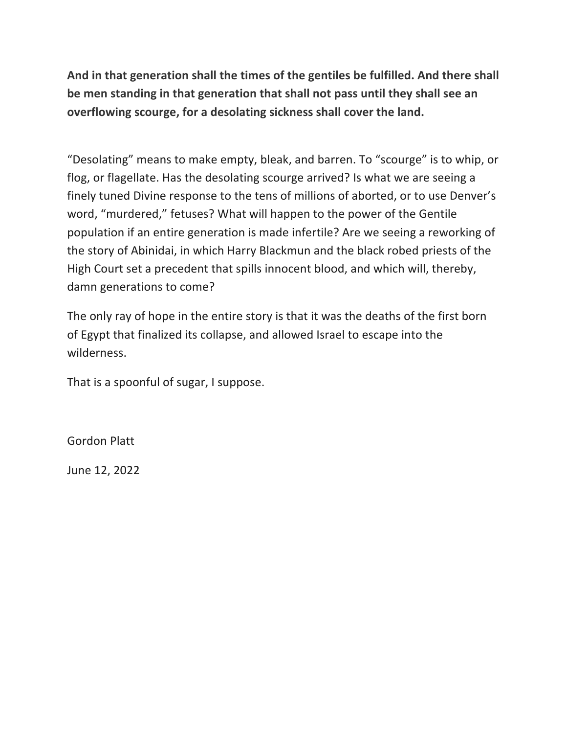**And in that generation shall the times of the gentiles be fulfilled. And there shall be men standing in that generation that shall not pass until they shall see an overflowing scourge, for a desolating sickness shall cover the land.**

"Desolating" means to make empty, bleak, and barren. To "scourge" is to whip, or flog, or flagellate. Has the desolating scourge arrived? Is what we are seeing a finely tuned Divine response to the tens of millions of aborted, or to use Denver's word, "murdered," fetuses? What will happen to the power of the Gentile population if an entire generation is made infertile? Are we seeing a reworking of the story of Abinidai, in which Harry Blackmun and the black robed priests of the High Court set a precedent that spills innocent blood, and which will, thereby, damn generations to come?

The only ray of hope in the entire story is that it was the deaths of the first born of Egypt that finalized its collapse, and allowed Israel to escape into the wilderness.

That is a spoonful of sugar, I suppose.

Gordon Platt

June 12, 2022